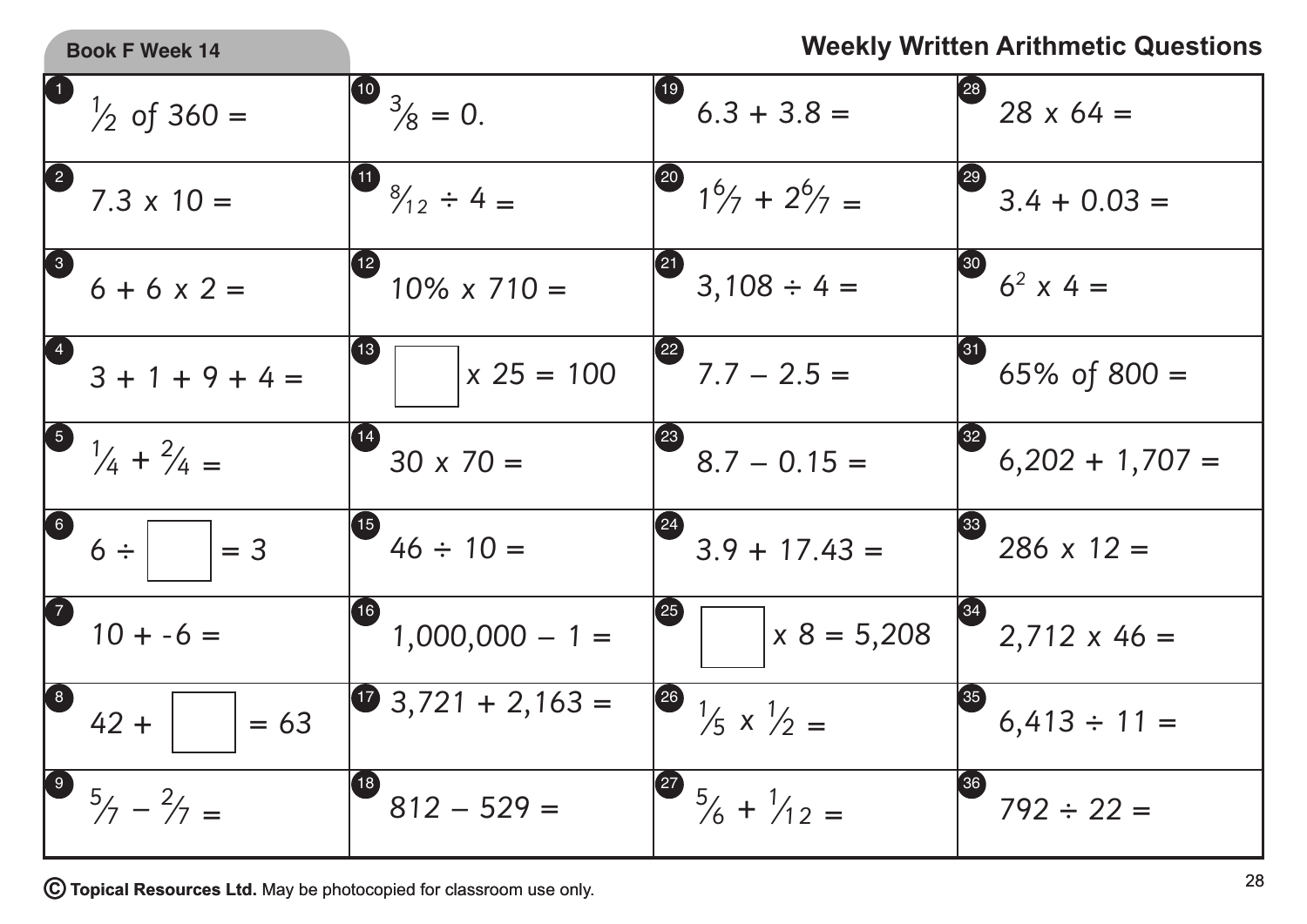**Book F Week 14**

# Weekly Written Arithmetic Questions

| | | | |
|---|---|---|---|
| 1. $\frac{1}{2}$ of 360 = | 10. $\frac{3}{8}$ = 0. | 19. 6.3 + 3.8 = | 28. 28 x 64 = |
| 2. 7.3 x 10 = | 11. $\frac{8}{12} \div 4$ = | 20. $1\frac{6}{7} + 2\frac{6}{7}$ = | 29. 3.4 + 0.03 = |
| 3. 6 + 6 x 2 = | 12. 10% x 710 = | 21. 3,108 ÷ 4 = | 30. $6^2$ x 4 = |
| 4. 3 + 1 + 9 + 4 = | 13. ☐ x 25 = 100 | 22. 7.7 – 2.5 = | 31. 65% of 800 = |
| 5. $\frac{1}{4} + \frac{2}{4}$ = | 14. 30 x 70 = | 23. 8.7 – 0.15 = | 32. 6,202 + 1,707 = |
| 6. 6 ÷ ☐ = 3 | 15. 46 ÷ 10 = | 24. 3.9 + 17.43 = | 33. 286 x 12 = |
| 7. 10 + -6 = | 16. 1,000,000 – 1 = | 25. ☐ x 8 = 5,208 | 34. 2,712 x 46 = |
| 8. 42 + ☐ = 63 | 17. 3,721 + 2,163 = | 26. $\frac{1}{5} \times \frac{1}{2}$ = | 35. 6,413 ÷ 11 = |
| 9. $\frac{5}{7} - \frac{2}{7}$ = | 18. 812 – 529 = | 27. $\frac{5}{6} + \frac{1}{12}$ = | 36. 792 ÷ 22 = |

© **Topical Resources Ltd.** May be photocopied for classroom use only.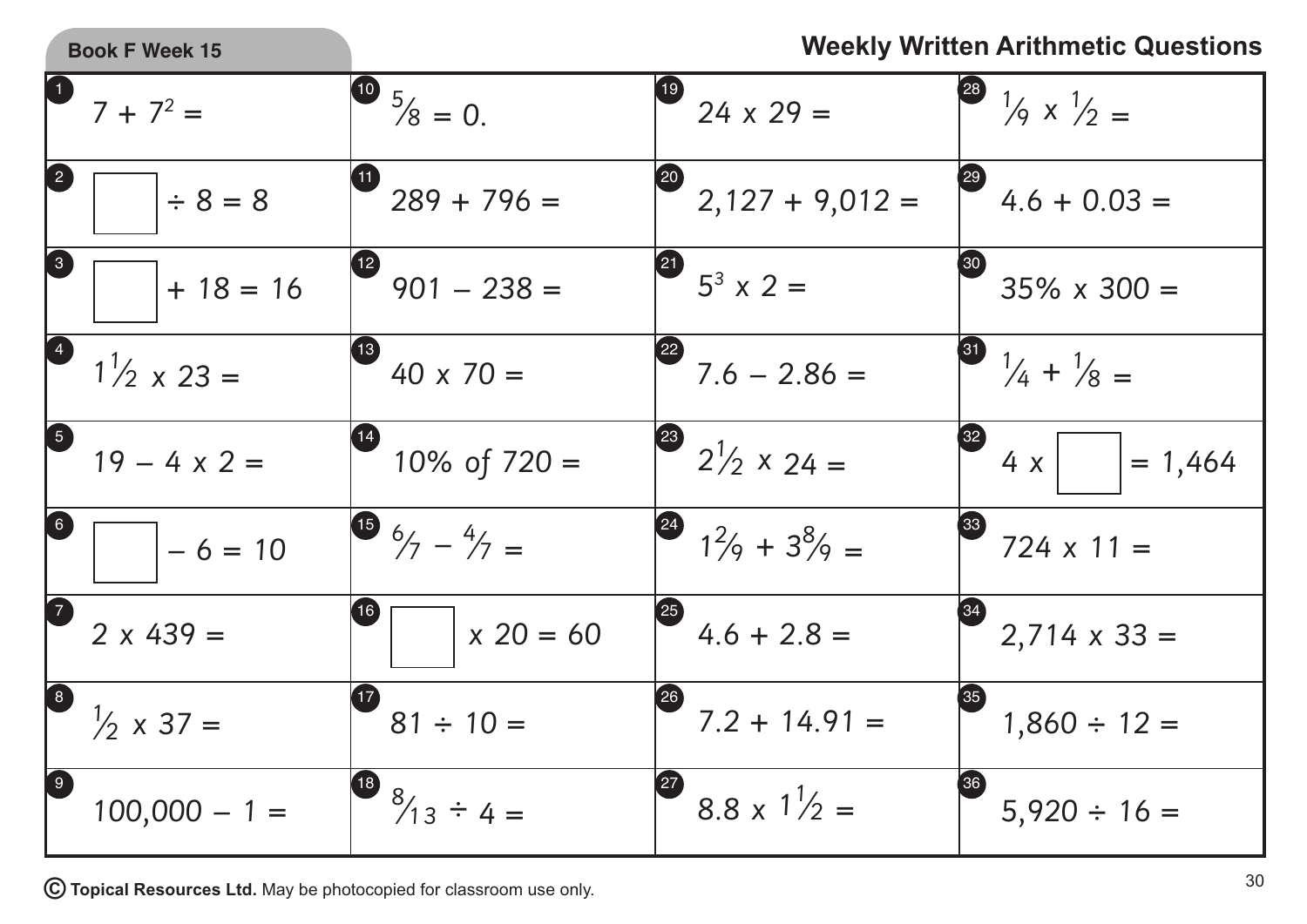**Book F Week 15**

## Weekly Written Arithmetic Questions

| | | | |
|---|---|---|---|
| 1. $7 + 7^2 =$ | 10. $\frac{5}{8} = 0.$ | 19. $24 \times 29 =$ | 28. $\frac{1}{9} \times \frac{1}{2} =$ |
| 2. $\square \div 8 = 8$ | 11. $289 + 796 =$ | 20. $2{,}127 + 9{,}012 =$ | 29. $4.6 + 0.03 =$ |
| 3. $\square + 18 = 16$ | 12. $901 - 238 =$ | 21. $5^3 \times 2 =$ | 30. $35\% \times 300 =$ |
| 4. $1\frac{1}{2} \times 23 =$ | 13. $40 \times 70 =$ | 22. $7.6 - 2.86 =$ | 31. $\frac{1}{4} + \frac{1}{8} =$ |
| 5. $19 - 4 \times 2 =$ | 14. $10\%$ of $720 =$ | 23. $2\frac{1}{2} \times 24 =$ | 32. $4 \times \square = 1{,}464$ |
| 6. $\square - 6 = 10$ | 15. $\frac{6}{7} - \frac{4}{7} =$ | 24. $1\frac{2}{9} + 3\frac{8}{9} =$ | 33. $724 \times 11 =$ |
| 7. $2 \times 439 =$ | 16. $\square \times 20 = 60$ | 25. $4.6 + 2.8 =$ | 34. $2{,}714 \times 33 =$ |
| 8. $\frac{1}{2} \times 37 =$ | 17. $81 \div 10 =$ | 26. $7.2 + 14.91 =$ | 35. $1{,}860 \div 12 =$ |
| 9. $100{,}000 - 1 =$ | 18. $\frac{8}{13} \div 4 =$ | 27. $8.8 \times 1\frac{1}{2} =$ | 36. $5{,}920 \div 16 =$ |

© **Topical Resources Ltd.** May be photocopied for classroom use only.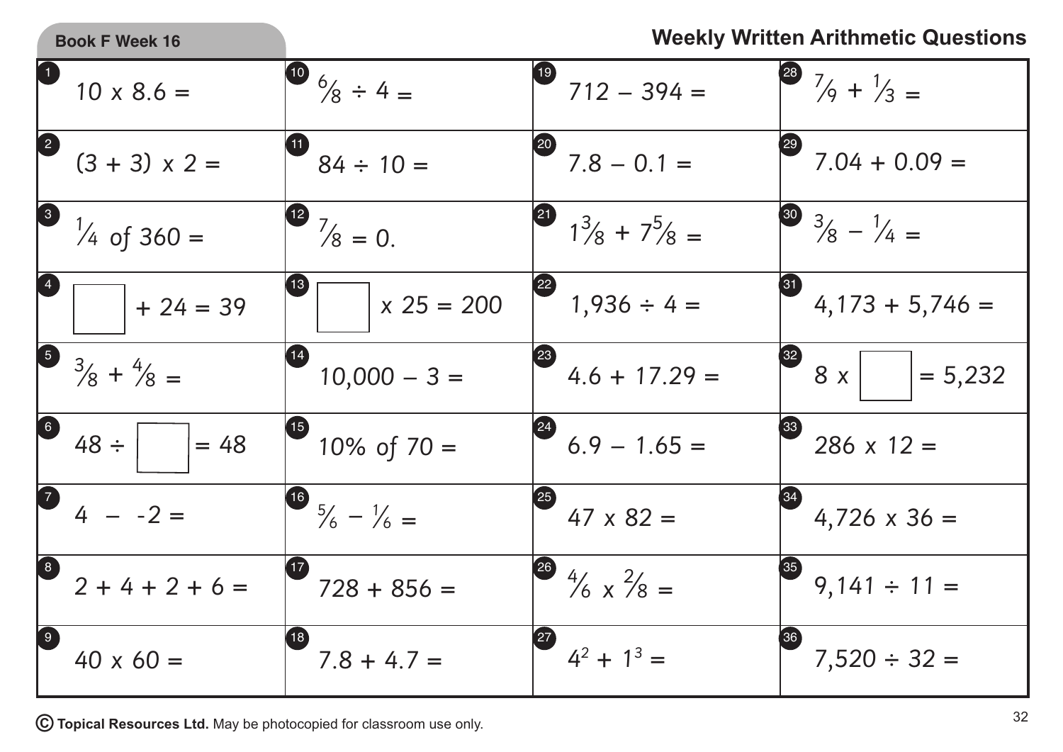**Book F Week 16**

## Weekly Written Arithmetic Questions

| | | | |
|---|---|---|---|
| 1. $10 \times 8.6 =$ | 10. $\frac{6}{8} \div 4 =$ | 19. $712 - 394 =$ | 28. $\frac{7}{9} + \frac{1}{3} =$ |
| 2. $(3 + 3) \times 2 =$ | 11. $84 \div 10 =$ | 20. $7.8 - 0.1 =$ | 29. $7.04 + 0.09 =$ |
| 3. $\frac{1}{4}$ of $360 =$ | 12. $\frac{7}{8} = 0.$ | 21. $1\frac{3}{8} + 7\frac{5}{8} =$ | 30. $\frac{3}{8} - \frac{1}{4} =$ |
| 4. $\square + 24 = 39$ | 13. $\square \times 25 = 200$ | 22. $1{,}936 \div 4 =$ | 31. $4{,}173 + 5{,}746 =$ |
| 5. $\frac{3}{8} + \frac{4}{8} =$ | 14. $10{,}000 - 3 =$ | 23. $4.6 + 17.29 =$ | 32. $8 \times \square = 5{,}232$ |
| 6. $48 \div \square = 48$ | 15. $10\%$ of $70 =$ | 24. $6.9 - 1.65 =$ | 33. $286 \times 12 =$ |
| 7. $4 - -2 =$ | 16. $\frac{5}{6} - \frac{1}{6} =$ | 25. $47 \times 82 =$ | 34. $4{,}726 \times 36 =$ |
| 8. $2 + 4 + 2 + 6 =$ | 17. $728 + 856 =$ | 26. $\frac{4}{6} \times \frac{2}{8} =$ | 35. $9{,}141 \div 11 =$ |
| 9. $40 \times 60 =$ | 18. $7.8 + 4.7 =$ | 27. $4^2 + 1^3 =$ | 36. $7{,}520 \div 32 =$ |

© **Topical Resources Ltd.** May be photocopied for classroom use only.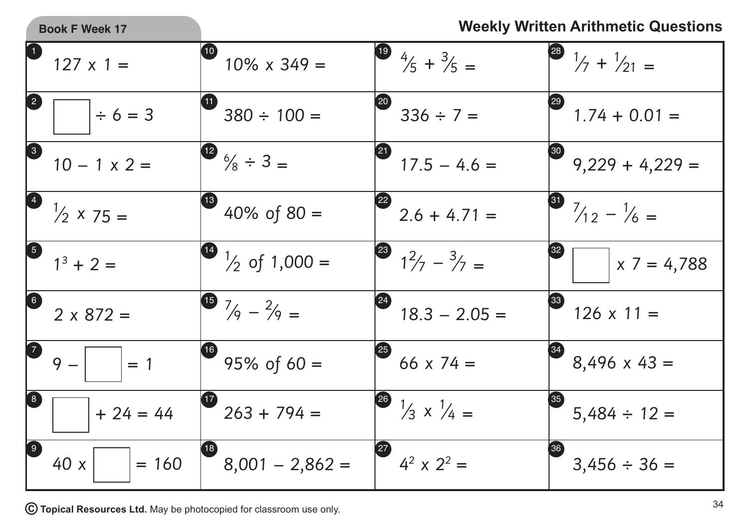Book F Week 17

# Weekly Written Arithmetic Questions

| | | | |
|---|---|---|---|
| 1. $127 \times 1 =$ | 10. $10\% \times 349 =$ | 19. $\frac{4}{5} + \frac{3}{5} =$ | 28. $\frac{1}{7} + \frac{1}{21} =$ |
| 2. $\square \div 6 = 3$ | 11. $380 \div 100 =$ | 20. $336 \div 7 =$ | 29. $1.74 + 0.01 =$ |
| 3. $10 - 1 \times 2 =$ | 12. $\frac{6}{8} \div 3 =$ | 21. $17.5 - 4.6 =$ | 30. $9{,}229 + 4{,}229 =$ |
| 4. $\frac{1}{2} \times 75 =$ | 13. $40\%$ of $80 =$ | 22. $2.6 + 4.71 =$ | 31. $\frac{7}{12} - \frac{1}{6} =$ |
| 5. $1^3 + 2 =$ | 14. $\frac{1}{2}$ of $1{,}000 =$ | 23. $1\frac{2}{7} - \frac{3}{7} =$ | 32. $\square \times 7 = 4{,}788$ |
| 6. $2 \times 872 =$ | 15. $\frac{7}{9} - \frac{2}{9} =$ | 24. $18.3 - 2.05 =$ | 33. $126 \times 11 =$ |
| 7. $9 - \square = 1$ | 16. $95\%$ of $60 =$ | 25. $66 \times 74 =$ | 34. $8{,}496 \times 43 =$ |
| 8. $\square + 24 = 44$ | 17. $263 + 794 =$ | 26. $\frac{1}{3} \times \frac{1}{4} =$ | 35. $5{,}484 \div 12 =$ |
| 9. $40 \times \square = 160$ | 18. $8{,}001 - 2{,}862 =$ | 27. $4^2 \times 2^2 =$ | 36. $3{,}456 \div 36 =$ |

© **Topical Resources Ltd.** May be photocopied for classroom use only.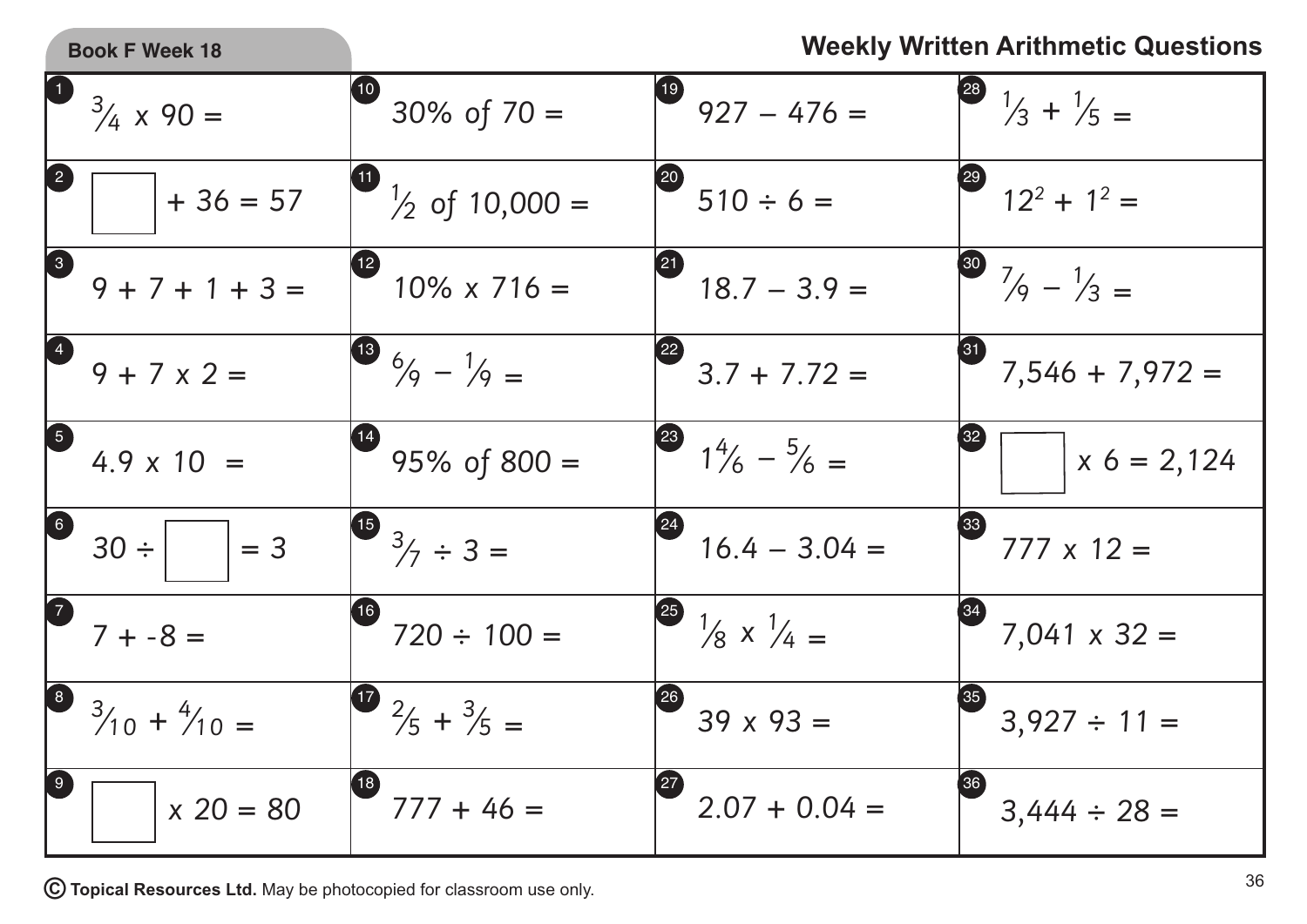# Weekly Written Arithmetic Questions

| | | | |
|---|---|---|---|
| 1. $\frac{3}{4} \times 90 =$ | 10. 30% of 70 = | 19. $927 - 476 =$ | 28. $\frac{1}{3} + \frac{1}{5} =$ |
| 2. $\square + 36 = 57$ | 11. $\frac{1}{2}$ of 10,000 = | 20. $510 \div 6 =$ | 29. $12^2 + 1^2 =$ |
| 3. $9 + 7 + 1 + 3 =$ | 12. 10% x 716 = | 21. $18.7 - 3.9 =$ | 30. $\frac{7}{9} - \frac{1}{3} =$ |
| 4. $9 + 7 \times 2 =$ | 13. $\frac{6}{9} - \frac{1}{9} =$ | 22. $3.7 + 7.72 =$ | 31. $7{,}546 + 7{,}972 =$ |
| 5. $4.9 \times 10 =$ | 14. 95% of 800 = | 23. $1\frac{4}{6} - \frac{5}{6} =$ | 32. $\square \times 6 = 2{,}124$ |
| 6. $30 \div \square = 3$ | 15. $\frac{3}{7} \div 3 =$ | 24. $16.4 - 3.04 =$ | 33. $777 \times 12 =$ |
| 7. $7 + -8 =$ | 16. $720 \div 100 =$ | 25. $\frac{1}{8} \times \frac{1}{4} =$ | 34. $7{,}041 \times 32 =$ |
| 8. $\frac{3}{10} + \frac{4}{10} =$ | 17. $\frac{2}{5} + \frac{3}{5} =$ | 26. $39 \times 93 =$ | 35. $3{,}927 \div 11 =$ |
| 9. $\square \times 20 = 80$ | 18. $777 + 46 =$ | 27. $2.07 + 0.04 =$ | 36. $3{,}444 \div 28 =$ |

© **Topical Resources Ltd.** May be photocopied for classroom use only.